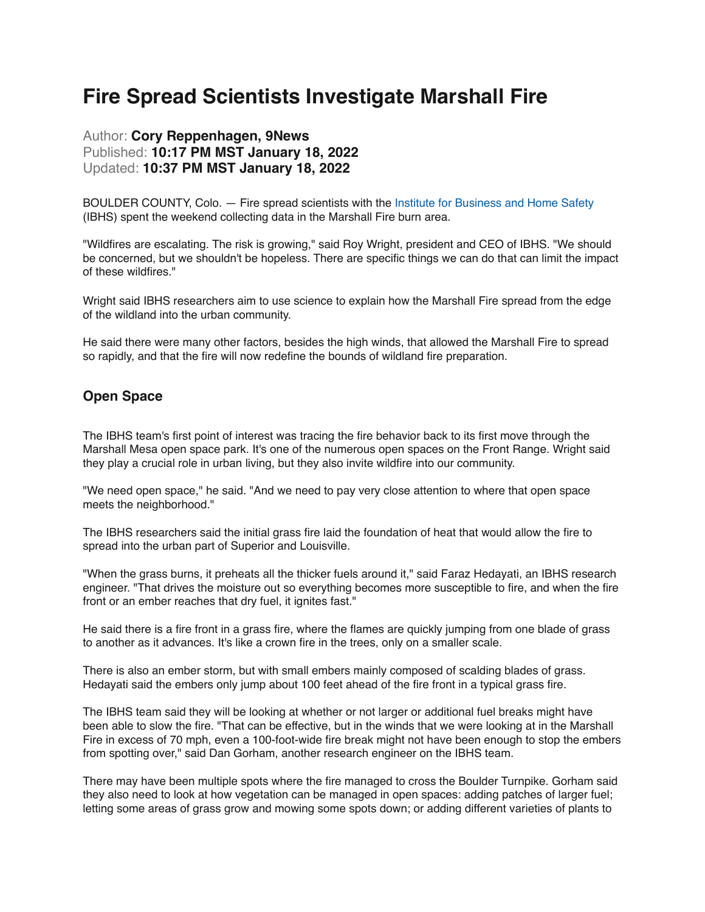# Fire Spread Scientists Investigate Marshall Fire

Author: **Cory Reppenhagen, 9News**
Published: **10:17 PM MST January 18, 2022**
Updated: **10:37 PM MST January 18, 2022**

BOULDER COUNTY, Colo. — Fire spread scientists with the Institute for Business and Home Safety (IBHS) spent the weekend collecting data in the Marshall Fire burn area.

"Wildfires are escalating. The risk is growing," said Roy Wright, president and CEO of IBHS. "We should be concerned, but we shouldn't be hopeless. There are specific things we can do that can limit the impact of these wildfires."

Wright said IBHS researchers aim to use science to explain how the Marshall Fire spread from the edge of the wildland into the urban community.

He said there were many other factors, besides the high winds, that allowed the Marshall Fire to spread so rapidly, and that the fire will now redefine the bounds of wildland fire preparation.

## Open Space

The IBHS team's first point of interest was tracing the fire behavior back to its first move through the Marshall Mesa open space park. It's one of the numerous open spaces on the Front Range. Wright said they play a crucial role in urban living, but they also invite wildfire into our community.

"We need open space," he said. "And we need to pay very close attention to where that open space meets the neighborhood."

The IBHS researchers said the initial grass fire laid the foundation of heat that would allow the fire to spread into the urban part of Superior and Louisville.

"When the grass burns, it preheats all the thicker fuels around it," said Faraz Hedayati, an IBHS research engineer. "That drives the moisture out so everything becomes more susceptible to fire, and when the fire front or an ember reaches that dry fuel, it ignites fast."

He said there is a fire front in a grass fire, where the flames are quickly jumping from one blade of grass to another as it advances. It's like a crown fire in the trees, only on a smaller scale.

There is also an ember storm, but with small embers mainly composed of scalding blades of grass. Hedayati said the embers only jump about 100 feet ahead of the fire front in a typical grass fire.

The IBHS team said they will be looking at whether or not larger or additional fuel breaks might have been able to slow the fire. "That can be effective, but in the winds that we were looking at in the Marshall Fire in excess of 70 mph, even a 100-foot-wide fire break might not have been enough to stop the embers from spotting over," said Dan Gorham, another research engineer on the IBHS team.

There may have been multiple spots where the fire managed to cross the Boulder Turnpike. Gorham said they also need to look at how vegetation can be managed in open spaces: adding patches of larger fuel; letting some areas of grass grow and mowing some spots down; or adding different varieties of plants to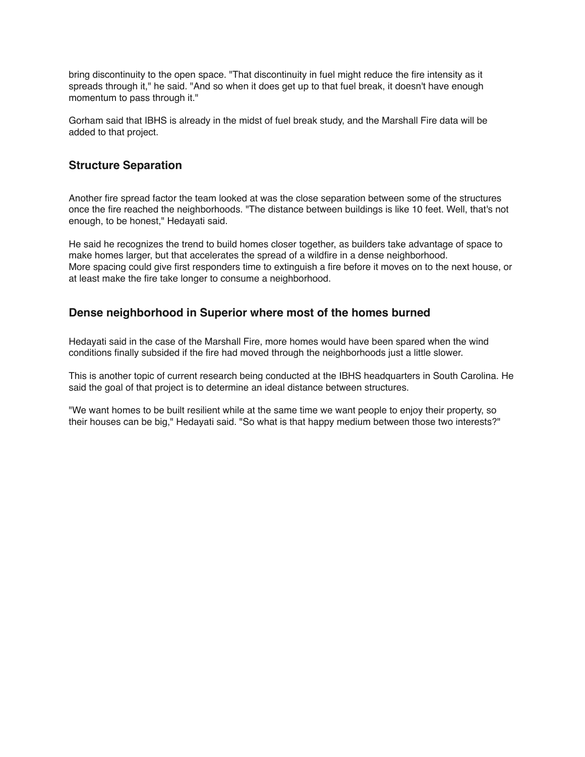bring discontinuity to the open space. "That discontinuity in fuel might reduce the fire intensity as it spreads through it," he said. "And so when it does get up to that fuel break, it doesn't have enough momentum to pass through it."

Gorham said that IBHS is already in the midst of fuel break study, and the Marshall Fire data will be added to that project.

## Structure Separation

Another fire spread factor the team looked at was the close separation between some of the structures once the fire reached the neighborhoods. "The distance between buildings is like 10 feet. Well, that's not enough, to be honest," Hedayati said.

He said he recognizes the trend to build homes closer together, as builders take advantage of space to make homes larger, but that accelerates the spread of a wildfire in a dense neighborhood.
More spacing could give first responders time to extinguish a fire before it moves on to the next house, or at least make the fire take longer to consume a neighborhood.

## Dense neighborhood in Superior where most of the homes burned

Hedayati said in the case of the Marshall Fire, more homes would have been spared when the wind conditions finally subsided if the fire had moved through the neighborhoods just a little slower.

This is another topic of current research being conducted at the IBHS headquarters in South Carolina. He said the goal of that project is to determine an ideal distance between structures.

"We want homes to be built resilient while at the same time we want people to enjoy their property, so their houses can be big," Hedayati said. "So what is that happy medium between those two interests?"